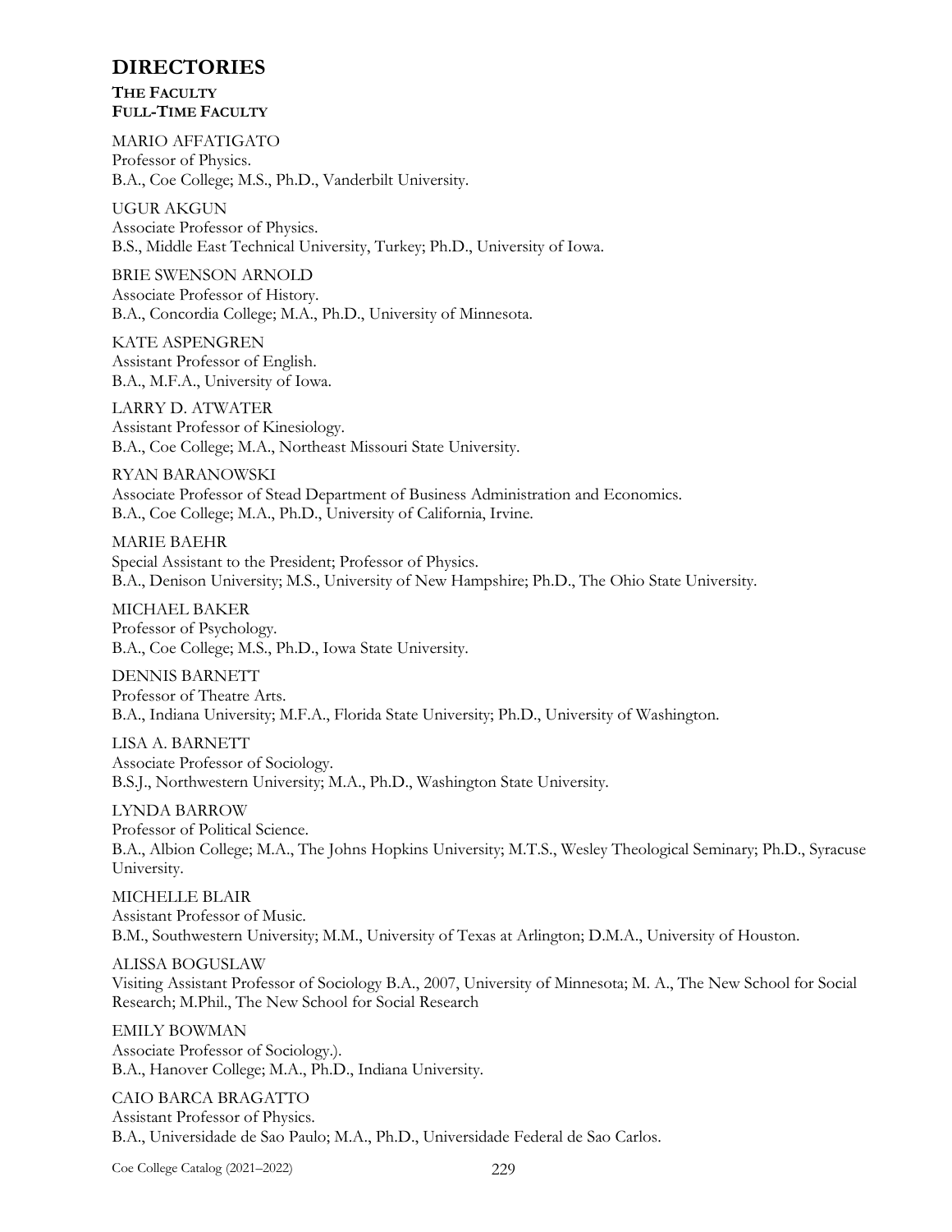# DIRECTORIES

## THE FACULTY

### FULL-TIME FACULTY

MARIO AFFATIGATO
Professor of Physics.
B.A., Coe College; M.S., Ph.D., Vanderbilt University.

UGUR AKGUN
Associate Professor of Physics.
B.S., Middle East Technical University, Turkey; Ph.D., University of Iowa.

BRIE SWENSON ARNOLD
Associate Professor of History.
B.A., Concordia College; M.A., Ph.D., University of Minnesota.

KATE ASPENGREN
Assistant Professor of English.
B.A., M.F.A., University of Iowa.

LARRY D. ATWATER
Assistant Professor of Kinesiology.
B.A., Coe College; M.A., Northeast Missouri State University.

RYAN BARANOWSKI
Associate Professor of Stead Department of Business Administration and Economics.
B.A., Coe College; M.A., Ph.D., University of California, Irvine.

MARIE BAEHR
Special Assistant to the President; Professor of Physics.
B.A., Denison University; M.S., University of New Hampshire; Ph.D., The Ohio State University.

MICHAEL BAKER
Professor of Psychology.
B.A., Coe College; M.S., Ph.D., Iowa State University.

DENNIS BARNETT
Professor of Theatre Arts.
B.A., Indiana University; M.F.A., Florida State University; Ph.D., University of Washington.

LISA A. BARNETT
Associate Professor of Sociology.
B.S.J., Northwestern University; M.A., Ph.D., Washington State University.

LYNDA BARROW
Professor of Political Science.
B.A., Albion College; M.A., The Johns Hopkins University; M.T.S., Wesley Theological Seminary; Ph.D., Syracuse University.

MICHELLE BLAIR
Assistant Professor of Music.
B.M., Southwestern University; M.M., University of Texas at Arlington; D.M.A., University of Houston.

ALISSA BOGUSLAW
Visiting Assistant Professor of Sociology B.A., 2007, University of Minnesota; M. A., The New School for Social Research; M.Phil., The New School for Social Research

EMILY BOWMAN
Associate Professor of Sociology.).
B.A., Hanover College; M.A., Ph.D., Indiana University.

CAIO BARCA BRAGATTO
Assistant Professor of Physics.
B.A., Universidade de Sao Paulo; M.A., Ph.D., Universidade Federal de Sao Carlos.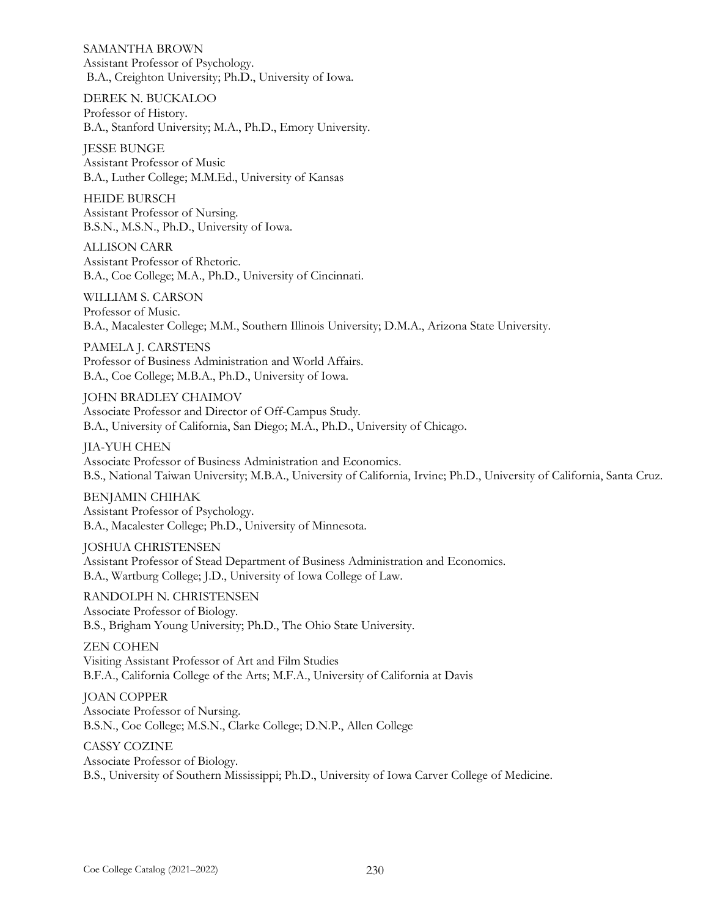SAMANTHA BROWN
Assistant Professor of Psychology.
B.A., Creighton University; Ph.D., University of Iowa.

DEREK N. BUCKALOO
Professor of History.
B.A., Stanford University; M.A., Ph.D., Emory University.

JESSE BUNGE
Assistant Professor of Music
B.A., Luther College; M.M.Ed., University of Kansas

HEIDE BURSCH
Assistant Professor of Nursing.
B.S.N., M.S.N., Ph.D., University of Iowa.

ALLISON CARR
Assistant Professor of Rhetoric.
B.A., Coe College; M.A., Ph.D., University of Cincinnati.

WILLIAM S. CARSON
Professor of Music.
B.A., Macalester College; M.M., Southern Illinois University; D.M.A., Arizona State University.

PAMELA J. CARSTENS
Professor of Business Administration and World Affairs.
B.A., Coe College; M.B.A., Ph.D., University of Iowa.

JOHN BRADLEY CHAIMOV
Associate Professor and Director of Off-Campus Study.
B.A., University of California, San Diego; M.A., Ph.D., University of Chicago.

JIA-YUH CHEN
Associate Professor of Business Administration and Economics.
B.S., National Taiwan University; M.B.A., University of California, Irvine; Ph.D., University of California, Santa Cruz.

BENJAMIN CHIHAK
Assistant Professor of Psychology.
B.A., Macalester College; Ph.D., University of Minnesota.

JOSHUA CHRISTENSEN
Assistant Professor of Stead Department of Business Administration and Economics.
B.A., Wartburg College; J.D., University of Iowa College of Law.

RANDOLPH N. CHRISTENSEN
Associate Professor of Biology.
B.S., Brigham Young University; Ph.D., The Ohio State University.

ZEN COHEN
Visiting Assistant Professor of Art and Film Studies
B.F.A., California College of the Arts; M.F.A., University of California at Davis

JOAN COPPER
Associate Professor of Nursing.
B.S.N., Coe College; M.S.N., Clarke College; D.N.P., Allen College

CASSY COZINE
Associate Professor of Biology.
B.S., University of Southern Mississippi; Ph.D., University of Iowa Carver College of Medicine.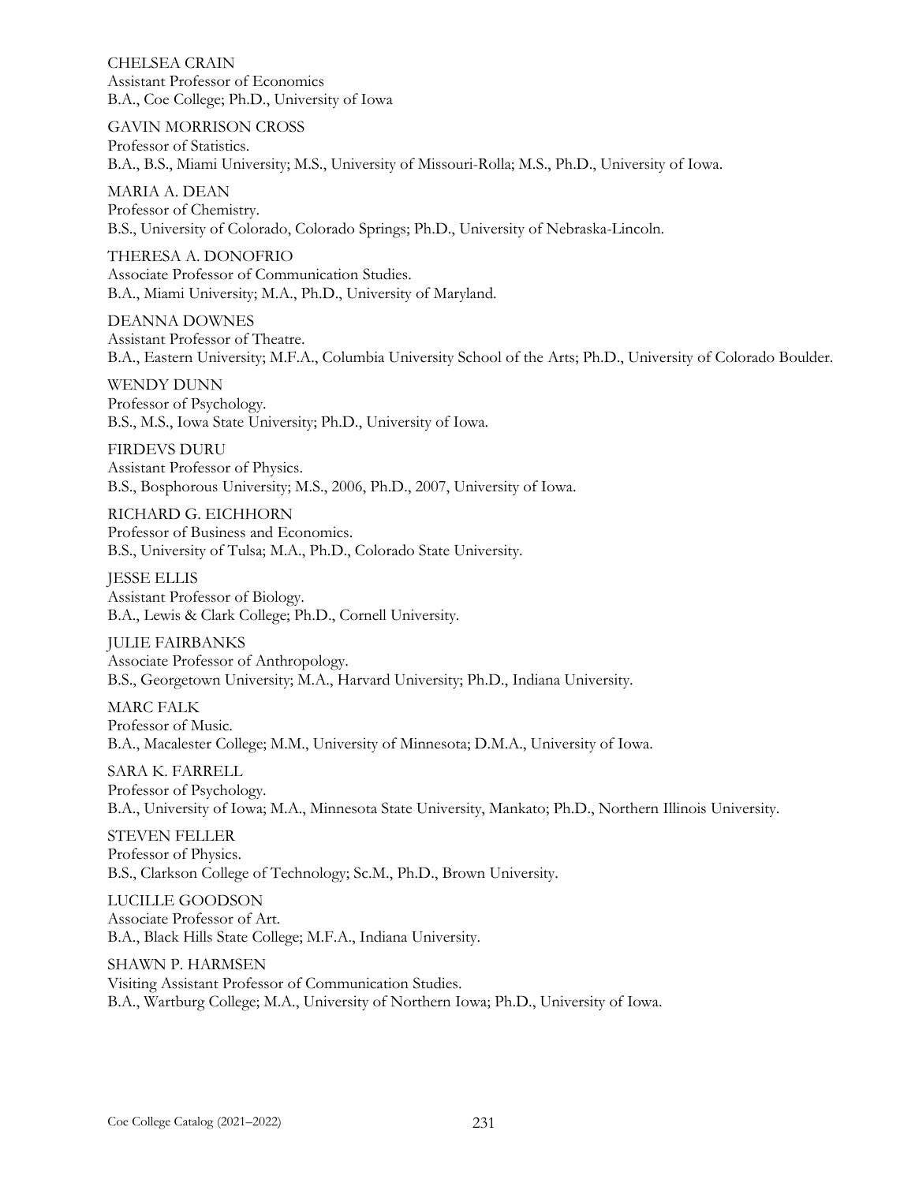CHELSEA CRAIN
Assistant Professor of Economics
B.A., Coe College; Ph.D., University of Iowa

GAVIN MORRISON CROSS
Professor of Statistics.
B.A., B.S., Miami University; M.S., University of Missouri-Rolla; M.S., Ph.D., University of Iowa.

MARIA A. DEAN
Professor of Chemistry.
B.S., University of Colorado, Colorado Springs; Ph.D., University of Nebraska-Lincoln.

THERESA A. DONOFRIO
Associate Professor of Communication Studies.
B.A., Miami University; M.A., Ph.D., University of Maryland.

DEANNA DOWNES
Assistant Professor of Theatre.
B.A., Eastern University; M.F.A., Columbia University School of the Arts; Ph.D., University of Colorado Boulder.

WENDY DUNN
Professor of Psychology.
B.S., M.S., Iowa State University; Ph.D., University of Iowa.

FIRDEVS DURU
Assistant Professor of Physics.
B.S., Bosphorous University; M.S., 2006, Ph.D., 2007, University of Iowa.

RICHARD G. EICHHORN
Professor of Business and Economics.
B.S., University of Tulsa; M.A., Ph.D., Colorado State University.

JESSE ELLIS
Assistant Professor of Biology.
B.A., Lewis & Clark College; Ph.D., Cornell University.

JULIE FAIRBANKS
Associate Professor of Anthropology.
B.S., Georgetown University; M.A., Harvard University; Ph.D., Indiana University.

MARC FALK
Professor of Music.
B.A., Macalester College; M.M., University of Minnesota; D.M.A., University of Iowa.

SARA K. FARRELL
Professor of Psychology.
B.A., University of Iowa; M.A., Minnesota State University, Mankato; Ph.D., Northern Illinois University.

STEVEN FELLER
Professor of Physics.
B.S., Clarkson College of Technology; Sc.M., Ph.D., Brown University.

LUCILLE GOODSON
Associate Professor of Art.
B.A., Black Hills State College; M.F.A., Indiana University.

SHAWN P. HARMSEN
Visiting Assistant Professor of Communication Studies.
B.A., Wartburg College; M.A., University of Northern Iowa; Ph.D., University of Iowa.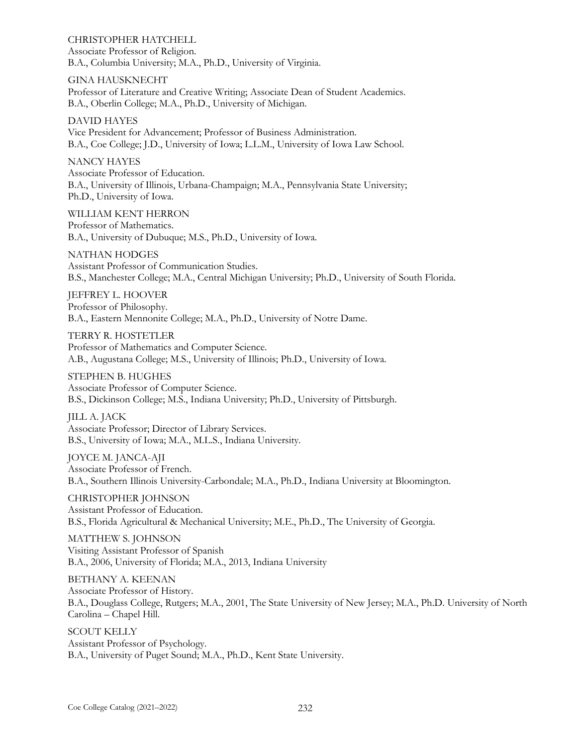CHRISTOPHER HATCHELL
Associate Professor of Religion.
B.A., Columbia University; M.A., Ph.D., University of Virginia.

GINA HAUSKNECHT
Professor of Literature and Creative Writing; Associate Dean of Student Academics.
B.A., Oberlin College; M.A., Ph.D., University of Michigan.

DAVID HAYES
Vice President for Advancement; Professor of Business Administration.
B.A., Coe College; J.D., University of Iowa; L.L.M., University of Iowa Law School.

NANCY HAYES
Associate Professor of Education.
B.A., University of Illinois, Urbana-Champaign; M.A., Pennsylvania State University; Ph.D., University of Iowa.

WILLIAM KENT HERRON
Professor of Mathematics.
B.A., University of Dubuque; M.S., Ph.D., University of Iowa.

NATHAN HODGES
Assistant Professor of Communication Studies.
B.S., Manchester College; M.A., Central Michigan University; Ph.D., University of South Florida.

JEFFREY L. HOOVER
Professor of Philosophy.
B.A., Eastern Mennonite College; M.A., Ph.D., University of Notre Dame.

TERRY R. HOSTETLER
Professor of Mathematics and Computer Science.
A.B., Augustana College; M.S., University of Illinois; Ph.D., University of Iowa.

STEPHEN B. HUGHES
Associate Professor of Computer Science.
B.S., Dickinson College; M.S., Indiana University; Ph.D., University of Pittsburgh.

JILL A. JACK
Associate Professor; Director of Library Services.
B.S., University of Iowa; M.A., M.L.S., Indiana University.

JOYCE M. JANCA-AJI
Associate Professor of French.
B.A., Southern Illinois University-Carbondale; M.A., Ph.D., Indiana University at Bloomington.

CHRISTOPHER JOHNSON
Assistant Professor of Education.
B.S., Florida Agricultural & Mechanical University; M.E., Ph.D., The University of Georgia.

MATTHEW S. JOHNSON
Visiting Assistant Professor of Spanish
B.A., 2006, University of Florida; M.A., 2013, Indiana University

BETHANY A. KEENAN
Associate Professor of History.
B.A., Douglass College, Rutgers; M.A., 2001, The State University of New Jersey; M.A., Ph.D. University of North Carolina – Chapel Hill.

SCOUT KELLY
Assistant Professor of Psychology.
B.A., University of Puget Sound; M.A., Ph.D., Kent State University.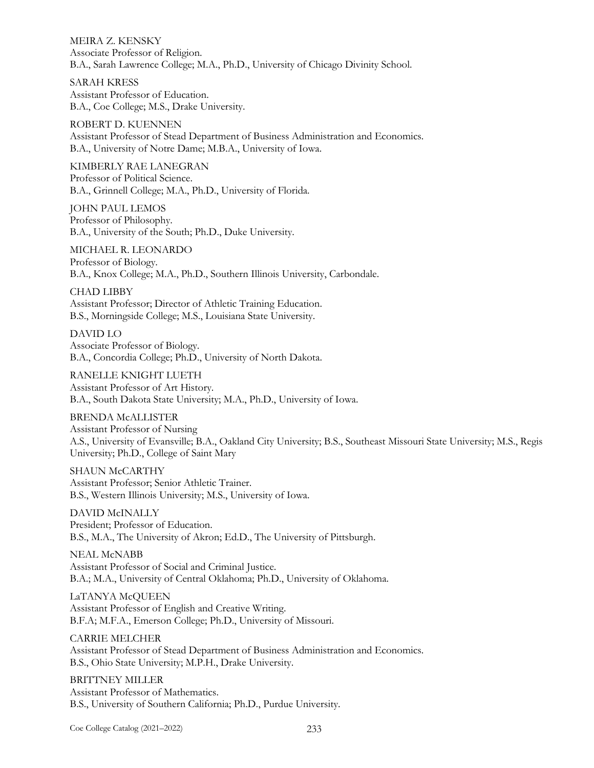MEIRA Z. KENSKY
Associate Professor of Religion.
B.A., Sarah Lawrence College; M.A., Ph.D., University of Chicago Divinity School.

SARAH KRESS
Assistant Professor of Education.
B.A., Coe College; M.S., Drake University.

ROBERT D. KUENNEN
Assistant Professor of Stead Department of Business Administration and Economics.
B.A., University of Notre Dame; M.B.A., University of Iowa.

KIMBERLY RAE LANEGRAN
Professor of Political Science.
B.A., Grinnell College; M.A., Ph.D., University of Florida.

JOHN PAUL LEMOS
Professor of Philosophy.
B.A., University of the South; Ph.D., Duke University.

MICHAEL R. LEONARDO
Professor of Biology.
B.A., Knox College; M.A., Ph.D., Southern Illinois University, Carbondale.

CHAD LIBBY
Assistant Professor; Director of Athletic Training Education.
B.S., Morningside College; M.S., Louisiana State University.

DAVID LO
Associate Professor of Biology.
B.A., Concordia College; Ph.D., University of North Dakota.

RANELLE KNIGHT LUETH
Assistant Professor of Art History.
B.A., South Dakota State University; M.A., Ph.D., University of Iowa.

BRENDA McALLISTER
Assistant Professor of Nursing
A.S., University of Evansville; B.A., Oakland City University; B.S., Southeast Missouri State University; M.S., Regis University; Ph.D., College of Saint Mary

SHAUN McCARTHY
Assistant Professor; Senior Athletic Trainer.
B.S., Western Illinois University; M.S., University of Iowa.

DAVID McINALLY
President; Professor of Education.
B.S., M.A., The University of Akron; Ed.D., The University of Pittsburgh.

NEAL McNABB
Assistant Professor of Social and Criminal Justice.
B.A.; M.A., University of Central Oklahoma; Ph.D., University of Oklahoma.

LaTANYA McQUEEN
Assistant Professor of English and Creative Writing.
B.F.A; M.F.A., Emerson College; Ph.D., University of Missouri.

CARRIE MELCHER
Assistant Professor of Stead Department of Business Administration and Economics.
B.S., Ohio State University; M.P.H., Drake University.

BRITTNEY MILLER
Assistant Professor of Mathematics.
B.S., University of Southern California; Ph.D., Purdue University.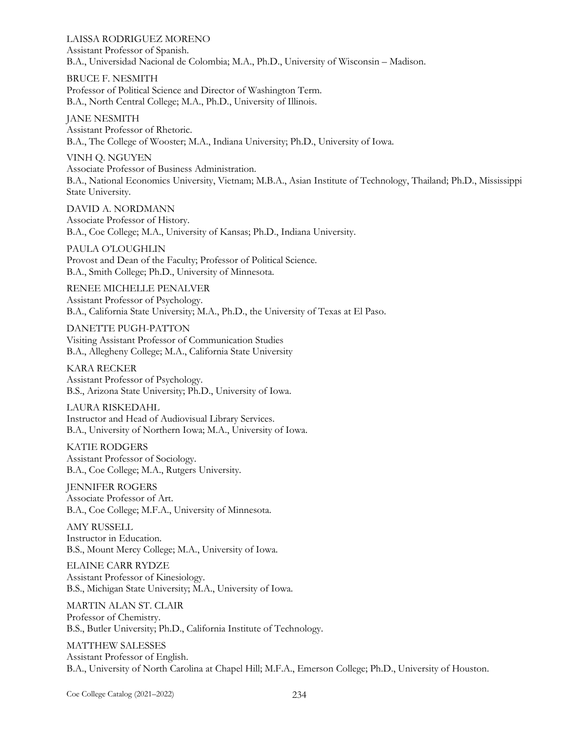LAISSA RODRIGUEZ MORENO
Assistant Professor of Spanish.
B.A., Universidad Nacional de Colombia; M.A., Ph.D., University of Wisconsin – Madison.

BRUCE F. NESMITH
Professor of Political Science and Director of Washington Term.
B.A., North Central College; M.A., Ph.D., University of Illinois.

JANE NESMITH
Assistant Professor of Rhetoric.
B.A., The College of Wooster; M.A., Indiana University; Ph.D., University of Iowa.

VINH Q. NGUYEN
Associate Professor of Business Administration.
B.A., National Economics University, Vietnam; M.B.A., Asian Institute of Technology, Thailand; Ph.D., Mississippi State University.

DAVID A. NORDMANN
Associate Professor of History.
B.A., Coe College; M.A., University of Kansas; Ph.D., Indiana University.

PAULA O'LOUGHLIN
Provost and Dean of the Faculty; Professor of Political Science.
B.A., Smith College; Ph.D., University of Minnesota.

RENEE MICHELLE PENALVER
Assistant Professor of Psychology.
B.A., California State University; M.A., Ph.D., the University of Texas at El Paso.

DANETTE PUGH-PATTON
Visiting Assistant Professor of Communication Studies
B.A., Allegheny College; M.A., California State University

KARA RECKER
Assistant Professor of Psychology.
B.S., Arizona State University; Ph.D., University of Iowa.

LAURA RISKEDAHL
Instructor and Head of Audiovisual Library Services.
B.A., University of Northern Iowa; M.A., University of Iowa.

KATIE RODGERS
Assistant Professor of Sociology.
B.A., Coe College; M.A., Rutgers University.

JENNIFER ROGERS
Associate Professor of Art.
B.A., Coe College; M.F.A., University of Minnesota.

AMY RUSSELL
Instructor in Education.
B.S., Mount Mercy College; M.A., University of Iowa.

ELAINE CARR RYDZE
Assistant Professor of Kinesiology.
B.S., Michigan State University; M.A., University of Iowa.

MARTIN ALAN ST. CLAIR
Professor of Chemistry.
B.S., Butler University; Ph.D., California Institute of Technology.

MATTHEW SALESSES
Assistant Professor of English.
B.A., University of North Carolina at Chapel Hill; M.F.A., Emerson College; Ph.D., University of Houston.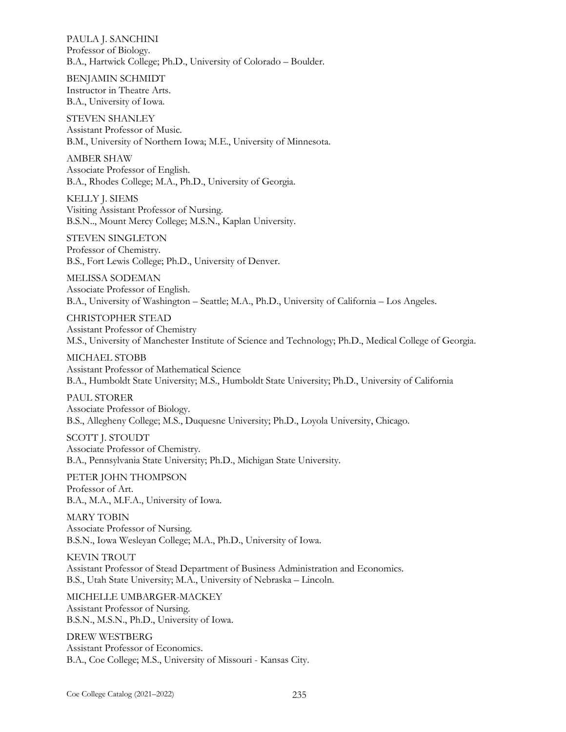PAULA J. SANCHINI
Professor of Biology.
B.A., Hartwick College; Ph.D., University of Colorado – Boulder.

BENJAMIN SCHMIDT
Instructor in Theatre Arts.
B.A., University of Iowa.

STEVEN SHANLEY
Assistant Professor of Music.
B.M., University of Northern Iowa; M.E., University of Minnesota.

AMBER SHAW
Associate Professor of English.
B.A., Rhodes College; M.A., Ph.D., University of Georgia.

KELLY J. SIEMS
Visiting Assistant Professor of Nursing.
B.S.N.., Mount Mercy College; M.S.N., Kaplan University.

STEVEN SINGLETON
Professor of Chemistry.
B.S., Fort Lewis College; Ph.D., University of Denver.

MELISSA SODEMAN
Associate Professor of English.
B.A., University of Washington – Seattle; M.A., Ph.D., University of California – Los Angeles.

CHRISTOPHER STEAD
Assistant Professor of Chemistry
M.S., University of Manchester Institute of Science and Technology; Ph.D., Medical College of Georgia.

MICHAEL STOBB
Assistant Professor of Mathematical Science
B.A., Humboldt State University; M.S., Humboldt State University; Ph.D., University of California

PAUL STORER
Associate Professor of Biology.
B.S., Allegheny College; M.S., Duquesne University; Ph.D., Loyola University, Chicago.

SCOTT J. STOUDT
Associate Professor of Chemistry.
B.A., Pennsylvania State University; Ph.D., Michigan State University.

PETER JOHN THOMPSON
Professor of Art.
B.A., M.A., M.F.A., University of Iowa.

MARY TOBIN
Associate Professor of Nursing.
B.S.N., Iowa Wesleyan College; M.A., Ph.D., University of Iowa.

KEVIN TROUT
Assistant Professor of Stead Department of Business Administration and Economics.
B.S., Utah State University; M.A., University of Nebraska – Lincoln.

MICHELLE UMBARGER-MACKEY
Assistant Professor of Nursing.
B.S.N., M.S.N., Ph.D., University of Iowa.

DREW WESTBERG
Assistant Professor of Economics.
B.A., Coe College; M.S., University of Missouri - Kansas City.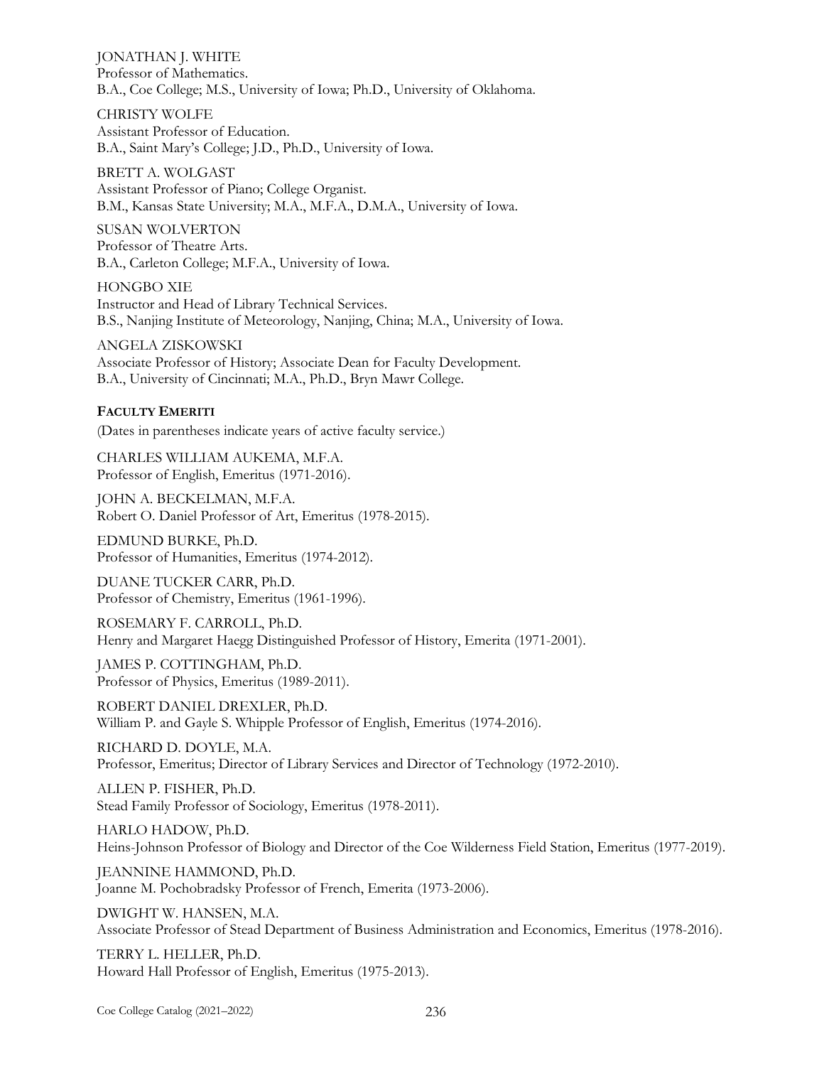JONATHAN J. WHITE
Professor of Mathematics.
B.A., Coe College; M.S., University of Iowa; Ph.D., University of Oklahoma.

CHRISTY WOLFE
Assistant Professor of Education.
B.A., Saint Mary's College; J.D., Ph.D., University of Iowa.

BRETT A. WOLGAST
Assistant Professor of Piano; College Organist.
B.M., Kansas State University; M.A., M.F.A., D.M.A., University of Iowa.

SUSAN WOLVERTON
Professor of Theatre Arts.
B.A., Carleton College; M.F.A., University of Iowa.

HONGBO XIE
Instructor and Head of Library Technical Services.
B.S., Nanjing Institute of Meteorology, Nanjing, China; M.A., University of Iowa.

ANGELA ZISKOWSKI
Associate Professor of History; Associate Dean for Faculty Development.
B.A., University of Cincinnati; M.A., Ph.D., Bryn Mawr College.

**FACULTY EMERITI**

(Dates in parentheses indicate years of active faculty service.)

CHARLES WILLIAM AUKEMA, M.F.A.
Professor of English, Emeritus (1971-2016).

JOHN A. BECKELMAN, M.F.A.
Robert O. Daniel Professor of Art, Emeritus (1978-2015).

EDMUND BURKE, Ph.D.
Professor of Humanities, Emeritus (1974-2012).

DUANE TUCKER CARR, Ph.D.
Professor of Chemistry, Emeritus (1961-1996).

ROSEMARY F. CARROLL, Ph.D.
Henry and Margaret Haegg Distinguished Professor of History, Emerita (1971-2001).

JAMES P. COTTINGHAM, Ph.D.
Professor of Physics, Emeritus (1989-2011).

ROBERT DANIEL DREXLER, Ph.D.
William P. and Gayle S. Whipple Professor of English, Emeritus (1974-2016).

RICHARD D. DOYLE, M.A.
Professor, Emeritus; Director of Library Services and Director of Technology (1972-2010).

ALLEN P. FISHER, Ph.D.
Stead Family Professor of Sociology, Emeritus (1978-2011).

HARLO HADOW, Ph.D.
Heins-Johnson Professor of Biology and Director of the Coe Wilderness Field Station, Emeritus (1977-2019).

JEANNINE HAMMOND, Ph.D.
Joanne M. Pochobradsky Professor of French, Emerita (1973-2006).

DWIGHT W. HANSEN, M.A.
Associate Professor of Stead Department of Business Administration and Economics, Emeritus (1978-2016).

TERRY L. HELLER, Ph.D.
Howard Hall Professor of English, Emeritus (1975-2013).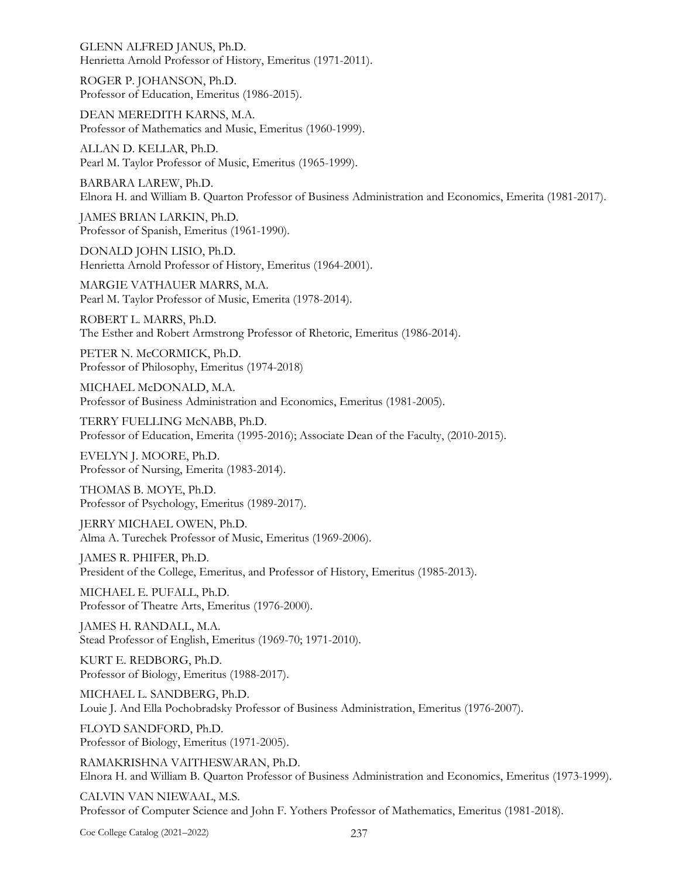GLENN ALFRED JANUS, Ph.D.
Henrietta Arnold Professor of History, Emeritus (1971-2011).

ROGER P. JOHANSON, Ph.D.
Professor of Education, Emeritus (1986-2015).

DEAN MEREDITH KARNS, M.A.
Professor of Mathematics and Music, Emeritus (1960-1999).

ALLAN D. KELLAR, Ph.D.
Pearl M. Taylor Professor of Music, Emeritus (1965-1999).

BARBARA LAREW, Ph.D.
Elnora H. and William B. Quarton Professor of Business Administration and Economics, Emerita (1981-2017).

JAMES BRIAN LARKIN, Ph.D.
Professor of Spanish, Emeritus (1961-1990).

DONALD JOHN LISIO, Ph.D.
Henrietta Arnold Professor of History, Emeritus (1964-2001).

MARGIE VATHAUER MARRS, M.A.
Pearl M. Taylor Professor of Music, Emerita (1978-2014).

ROBERT L. MARRS, Ph.D.
The Esther and Robert Armstrong Professor of Rhetoric, Emeritus (1986-2014).

PETER N. McCORMICK, Ph.D.
Professor of Philosophy, Emeritus (1974-2018)

MICHAEL McDONALD, M.A.
Professor of Business Administration and Economics, Emeritus (1981-2005).

TERRY FUELLING McNABB, Ph.D.
Professor of Education, Emerita (1995-2016); Associate Dean of the Faculty, (2010-2015).

EVELYN J. MOORE, Ph.D.
Professor of Nursing, Emerita (1983-2014).

THOMAS B. MOYE, Ph.D.
Professor of Psychology, Emeritus (1989-2017).

JERRY MICHAEL OWEN, Ph.D.
Alma A. Turechek Professor of Music, Emeritus (1969-2006).

JAMES R. PHIFER, Ph.D.
President of the College, Emeritus, and Professor of History, Emeritus (1985-2013).

MICHAEL E. PUFALL, Ph.D.
Professor of Theatre Arts, Emeritus (1976-2000).

JAMES H. RANDALL, M.A.
Stead Professor of English, Emeritus (1969-70; 1971-2010).

KURT E. REDBORG, Ph.D.
Professor of Biology, Emeritus (1988-2017).

MICHAEL L. SANDBERG, Ph.D.
Louie J. And Ella Pochobradsky Professor of Business Administration, Emeritus (1976-2007).

FLOYD SANDFORD, Ph.D.
Professor of Biology, Emeritus (1971-2005).

RAMAKRISHNA VAITHESWARAN, Ph.D.
Elnora H. and William B. Quarton Professor of Business Administration and Economics, Emeritus (1973-1999).

CALVIN VAN NIEWAAL, M.S.
Professor of Computer Science and John F. Yothers Professor of Mathematics, Emeritus (1981-2018).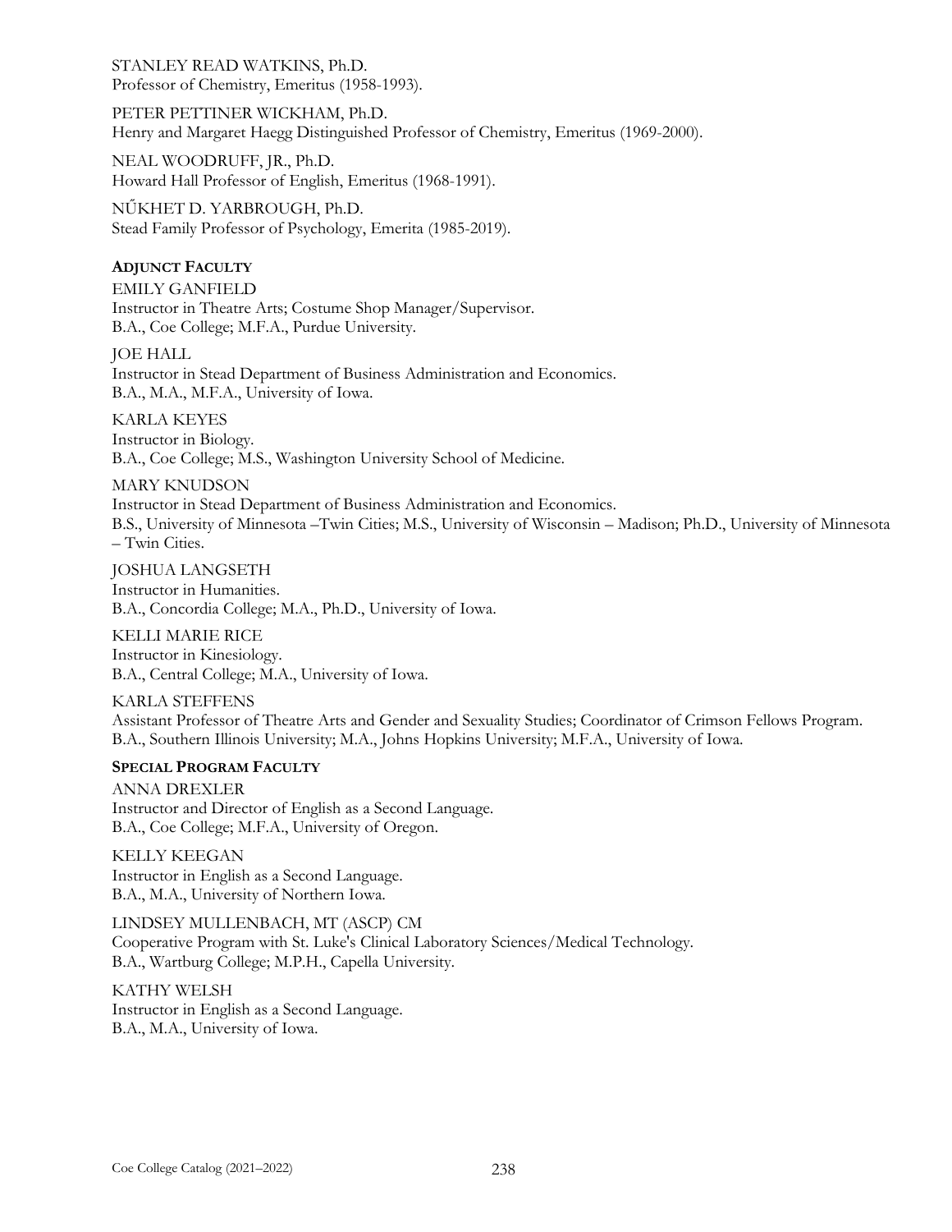STANLEY READ WATKINS, Ph.D.
Professor of Chemistry, Emeritus (1958-1993).

PETER PETTINER WICKHAM, Ph.D.
Henry and Margaret Haegg Distinguished Professor of Chemistry, Emeritus (1969-2000).

NEAL WOODRUFF, JR., Ph.D.
Howard Hall Professor of English, Emeritus (1968-1991).

NŰKHET D. YARBROUGH, Ph.D.
Stead Family Professor of Psychology, Emerita (1985-2019).

**ADJUNCT FACULTY**

EMILY GANFIELD
Instructor in Theatre Arts; Costume Shop Manager/Supervisor.
B.A., Coe College; M.F.A., Purdue University.

JOE HALL
Instructor in Stead Department of Business Administration and Economics.
B.A., M.A., M.F.A., University of Iowa.

KARLA KEYES
Instructor in Biology.
B.A., Coe College; M.S., Washington University School of Medicine.

MARY KNUDSON
Instructor in Stead Department of Business Administration and Economics.
B.S., University of Minnesota –Twin Cities; M.S., University of Wisconsin – Madison; Ph.D., University of Minnesota – Twin Cities.

JOSHUA LANGSETH
Instructor in Humanities.
B.A., Concordia College; M.A., Ph.D., University of Iowa.

KELLI MARIE RICE
Instructor in Kinesiology.
B.A., Central College; M.A., University of Iowa.

KARLA STEFFENS
Assistant Professor of Theatre Arts and Gender and Sexuality Studies; Coordinator of Crimson Fellows Program.
B.A., Southern Illinois University; M.A., Johns Hopkins University; M.F.A., University of Iowa.

**SPECIAL PROGRAM FACULTY**

ANNA DREXLER
Instructor and Director of English as a Second Language.
B.A., Coe College; M.F.A., University of Oregon.

KELLY KEEGAN
Instructor in English as a Second Language.
B.A., M.A., University of Northern Iowa.

LINDSEY MULLENBACH, MT (ASCP) CM
Cooperative Program with St. Luke's Clinical Laboratory Sciences/Medical Technology.
B.A., Wartburg College; M.P.H., Capella University.

KATHY WELSH
Instructor in English as a Second Language.
B.A., M.A., University of Iowa.